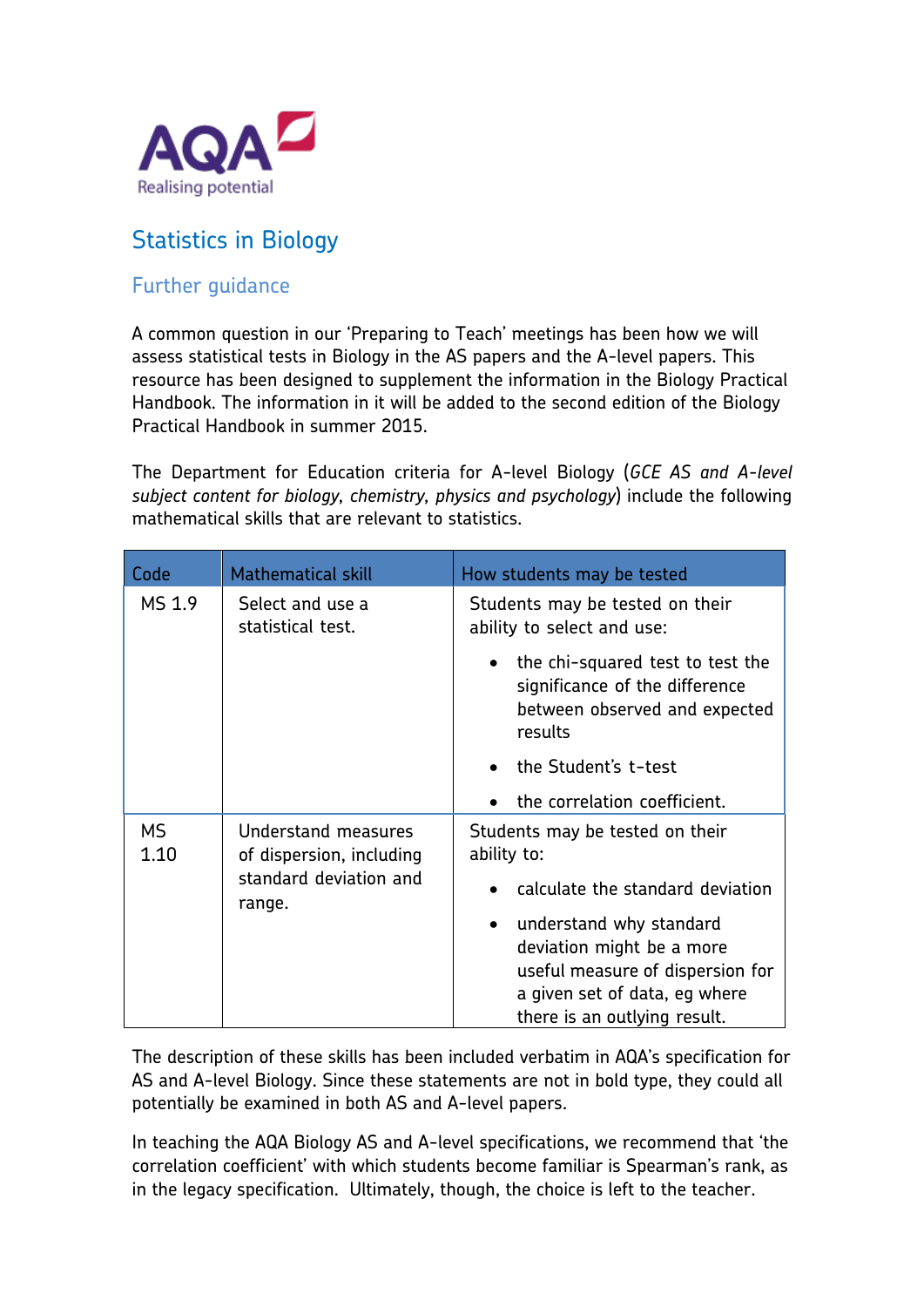AQA Realising potential

# Statistics in Biology

## Further guidance

A common question in our 'Preparing to Teach' meetings has been how we will assess statistical tests in Biology in the AS papers and the A-level papers. This resource has been designed to supplement the information in the Biology Practical Handbook. The information in it will be added to the second edition of the Biology Practical Handbook in summer 2015.

The Department for Education criteria for A-level Biology (*GCE AS and A-level subject content for biology, chemistry, physics and psychology*) include the following mathematical skills that are relevant to statistics.

| Code | Mathematical skill | How students may be tested |
|---|---|---|
| MS 1.9 | Select and use a statistical test. | Students may be tested on their ability to select and use:<br>• the chi-squared test to test the significance of the difference between observed and expected results<br>• the Student's t-test<br>• the correlation coefficient. |
| MS 1.10 | Understand measures of dispersion, including standard deviation and range. | Students may be tested on their ability to:<br>• calculate the standard deviation<br>• understand why standard deviation might be a more useful measure of dispersion for a given set of data, eg where there is an outlying result. |

The description of these skills has been included verbatim in AQA's specification for AS and A-level Biology. Since these statements are not in bold type, they could all potentially be examined in both AS and A-level papers.

In teaching the AQA Biology AS and A-level specifications, we recommend that 'the correlation coefficient' with which students become familiar is Spearman's rank, as in the legacy specification. Ultimately, though, the choice is left to the teacher.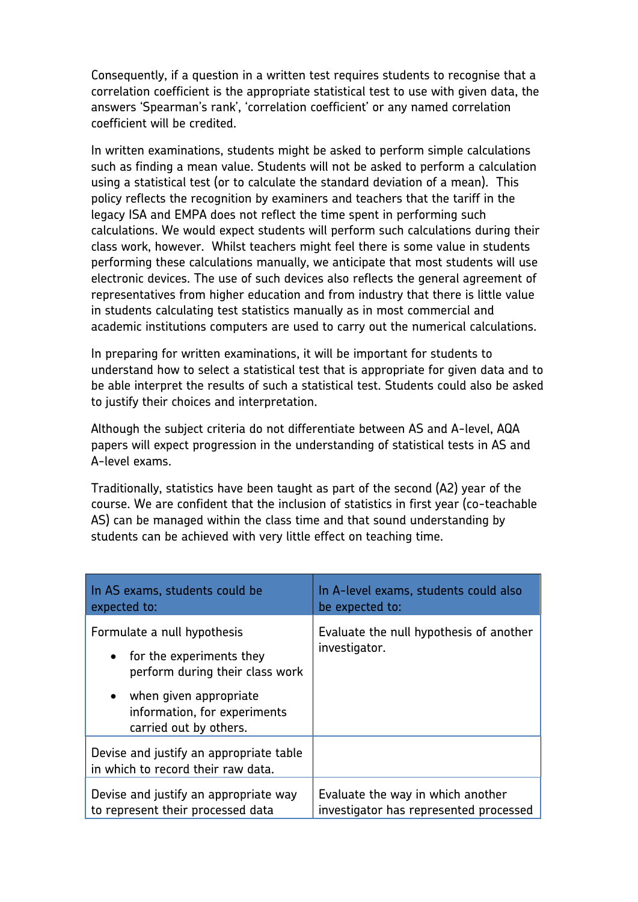Consequently, if a question in a written test requires students to recognise that a correlation coefficient is the appropriate statistical test to use with given data, the answers 'Spearman's rank', 'correlation coefficient' or any named correlation coefficient will be credited.

In written examinations, students might be asked to perform simple calculations such as finding a mean value. Students will not be asked to perform a calculation using a statistical test (or to calculate the standard deviation of a mean). This policy reflects the recognition by examiners and teachers that the tariff in the legacy ISA and EMPA does not reflect the time spent in performing such calculations. We would expect students will perform such calculations during their class work, however. Whilst teachers might feel there is some value in students performing these calculations manually, we anticipate that most students will use electronic devices. The use of such devices also reflects the general agreement of representatives from higher education and from industry that there is little value in students calculating test statistics manually as in most commercial and academic institutions computers are used to carry out the numerical calculations.

In preparing for written examinations, it will be important for students to understand how to select a statistical test that is appropriate for given data and to be able interpret the results of such a statistical test. Students could also be asked to justify their choices and interpretation.

Although the subject criteria do not differentiate between AS and A-level, AQA papers will expect progression in the understanding of statistical tests in AS and A-level exams.

Traditionally, statistics have been taught as part of the second (A2) year of the course. We are confident that the inclusion of statistics in first year (co-teachable AS) can be managed within the class time and that sound understanding by students can be achieved with very little effect on teaching time.

| In AS exams, students could be expected to: | In A-level exams, students could also be expected to: |
|---|---|
| Formulate a null hypothesis<br>• for the experiments they perform during their class work<br>• when given appropriate information, for experiments carried out by others. | Evaluate the null hypothesis of another investigator. |
| Devise and justify an appropriate table in which to record their raw data. | |
| Devise and justify an appropriate way to represent their processed data | Evaluate the way in which another investigator has represented processed |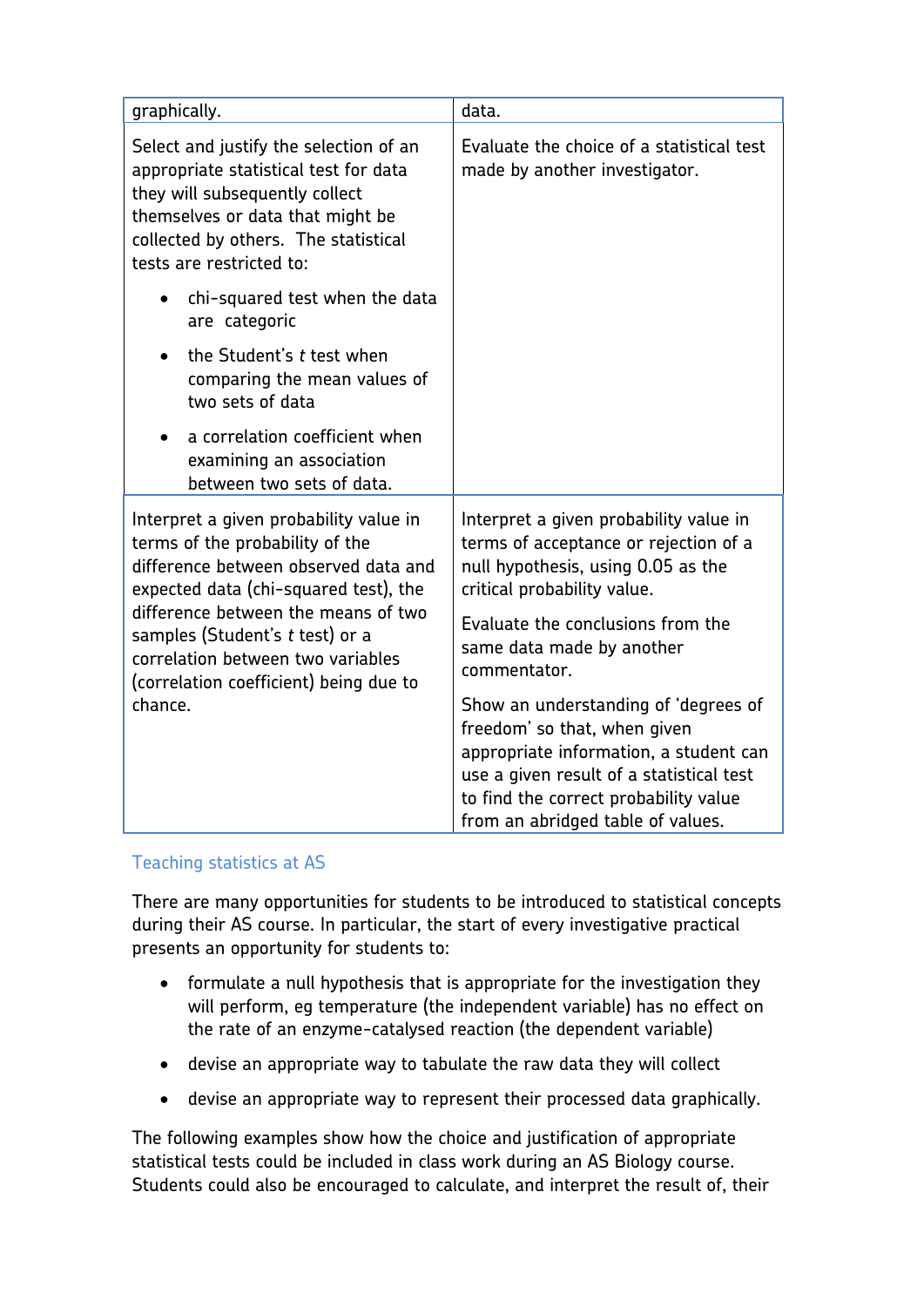| graphically. | data. |
| --- | --- |
| Select and justify the selection of an appropriate statistical test for data they will subsequently collect themselves or data that might be collected by others. The statistical tests are restricted to:<br><br>• chi-squared test when the data are categoric<br>• the Student's *t* test when comparing the mean values of two sets of data<br>• a correlation coefficient when examining an association between two sets of data. | Evaluate the choice of a statistical test made by another investigator. |
| Interpret a given probability value in terms of the probability of the difference between observed data and expected data (chi-squared test), the difference between the means of two samples (Student's *t* test) or a correlation between two variables (correlation coefficient) being due to chance. | Interpret a given probability value in terms of acceptance or rejection of a null hypothesis, using 0.05 as the critical probability value.<br><br>Evaluate the conclusions from the same data made by another commentator.<br><br>Show an understanding of 'degrees of freedom' so that, when given appropriate information, a student can use a given result of a statistical test to find the correct probability value from an abridged table of values. |

## Teaching statistics at AS

There are many opportunities for students to be introduced to statistical concepts during their AS course. In particular, the start of every investigative practical presents an opportunity for students to:

- formulate a null hypothesis that is appropriate for the investigation they will perform, eg temperature (the independent variable) has no effect on the rate of an enzyme-catalysed reaction (the dependent variable)
- devise an appropriate way to tabulate the raw data they will collect
- devise an appropriate way to represent their processed data graphically.

The following examples show how the choice and justification of appropriate statistical tests could be included in class work during an AS Biology course. Students could also be encouraged to calculate, and interpret the result of, their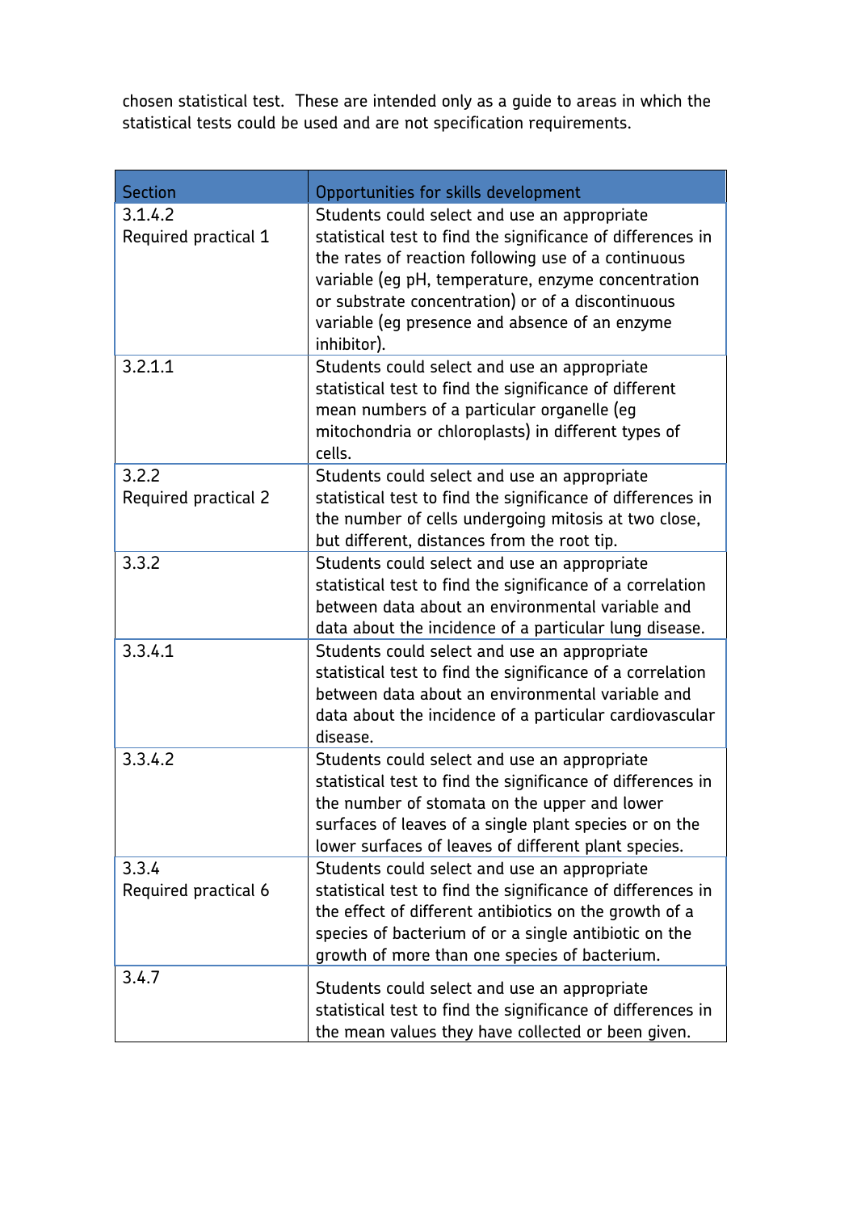chosen statistical test. These are intended only as a guide to areas in which the statistical tests could be used and are not specification requirements.

| Section | Opportunities for skills development |
| --- | --- |
| 3.1.4.2<br>Required practical 1 | Students could select and use an appropriate statistical test to find the significance of differences in the rates of reaction following use of a continuous variable (eg pH, temperature, enzyme concentration or substrate concentration) or of a discontinuous variable (eg presence and absence of an enzyme inhibitor). |
| 3.2.1.1 | Students could select and use an appropriate statistical test to find the significance of different mean numbers of a particular organelle (eg mitochondria or chloroplasts) in different types of cells. |
| 3.2.2<br>Required practical 2 | Students could select and use an appropriate statistical test to find the significance of differences in the number of cells undergoing mitosis at two close, but different, distances from the root tip. |
| 3.3.2 | Students could select and use an appropriate statistical test to find the significance of a correlation between data about an environmental variable and data about the incidence of a particular lung disease. |
| 3.3.4.1 | Students could select and use an appropriate statistical test to find the significance of a correlation between data about an environmental variable and data about the incidence of a particular cardiovascular disease. |
| 3.3.4.2 | Students could select and use an appropriate statistical test to find the significance of differences in the number of stomata on the upper and lower surfaces of leaves of a single plant species or on the lower surfaces of leaves of different plant species. |
| 3.3.4<br>Required practical 6 | Students could select and use an appropriate statistical test to find the significance of differences in the effect of different antibiotics on the growth of a species of bacterium of or a single antibiotic on the growth of more than one species of bacterium. |
| 3.4.7 | Students could select and use an appropriate statistical test to find the significance of differences in the mean values they have collected or been given. |